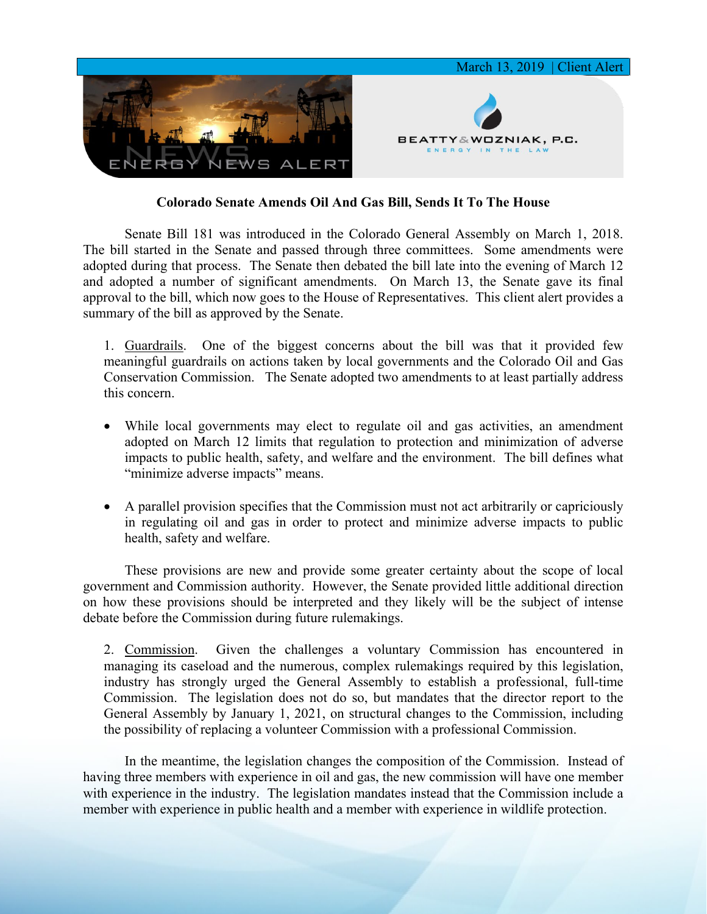March 13, 2019 | Client Alert

ENERGY NEWS ALERT

BEATTY & WOZNIAK, P.C.
ENERGY IN THE LAW

**Colorado Senate Amends Oil And Gas Bill, Sends It To The House**

Senate Bill 181 was introduced in the Colorado General Assembly on March 1, 2018. The bill started in the Senate and passed through three committees. Some amendments were adopted during that process. The Senate then debated the bill late into the evening of March 12 and adopted a number of significant amendments. On March 13, the Senate gave its final approval to the bill, which now goes to the House of Representatives. This client alert provides a summary of the bill as approved by the Senate.

1. Guardrails. One of the biggest concerns about the bill was that it provided few meaningful guardrails on actions taken by local governments and the Colorado Oil and Gas Conservation Commission. The Senate adopted two amendments to at least partially address this concern.

- While local governments may elect to regulate oil and gas activities, an amendment adopted on March 12 limits that regulation to protection and minimization of adverse impacts to public health, safety, and welfare and the environment. The bill defines what "minimize adverse impacts" means.
- A parallel provision specifies that the Commission must not act arbitrarily or capriciously in regulating oil and gas in order to protect and minimize adverse impacts to public health, safety and welfare.

These provisions are new and provide some greater certainty about the scope of local government and Commission authority. However, the Senate provided little additional direction on how these provisions should be interpreted and they likely will be the subject of intense debate before the Commission during future rulemakings.

2. Commission. Given the challenges a voluntary Commission has encountered in managing its caseload and the numerous, complex rulemakings required by this legislation, industry has strongly urged the General Assembly to establish a professional, full-time Commission. The legislation does not do so, but mandates that the director report to the General Assembly by January 1, 2021, on structural changes to the Commission, including the possibility of replacing a volunteer Commission with a professional Commission.

In the meantime, the legislation changes the composition of the Commission. Instead of having three members with experience in oil and gas, the new commission will have one member with experience in the industry. The legislation mandates instead that the Commission include a member with experience in public health and a member with experience in wildlife protection.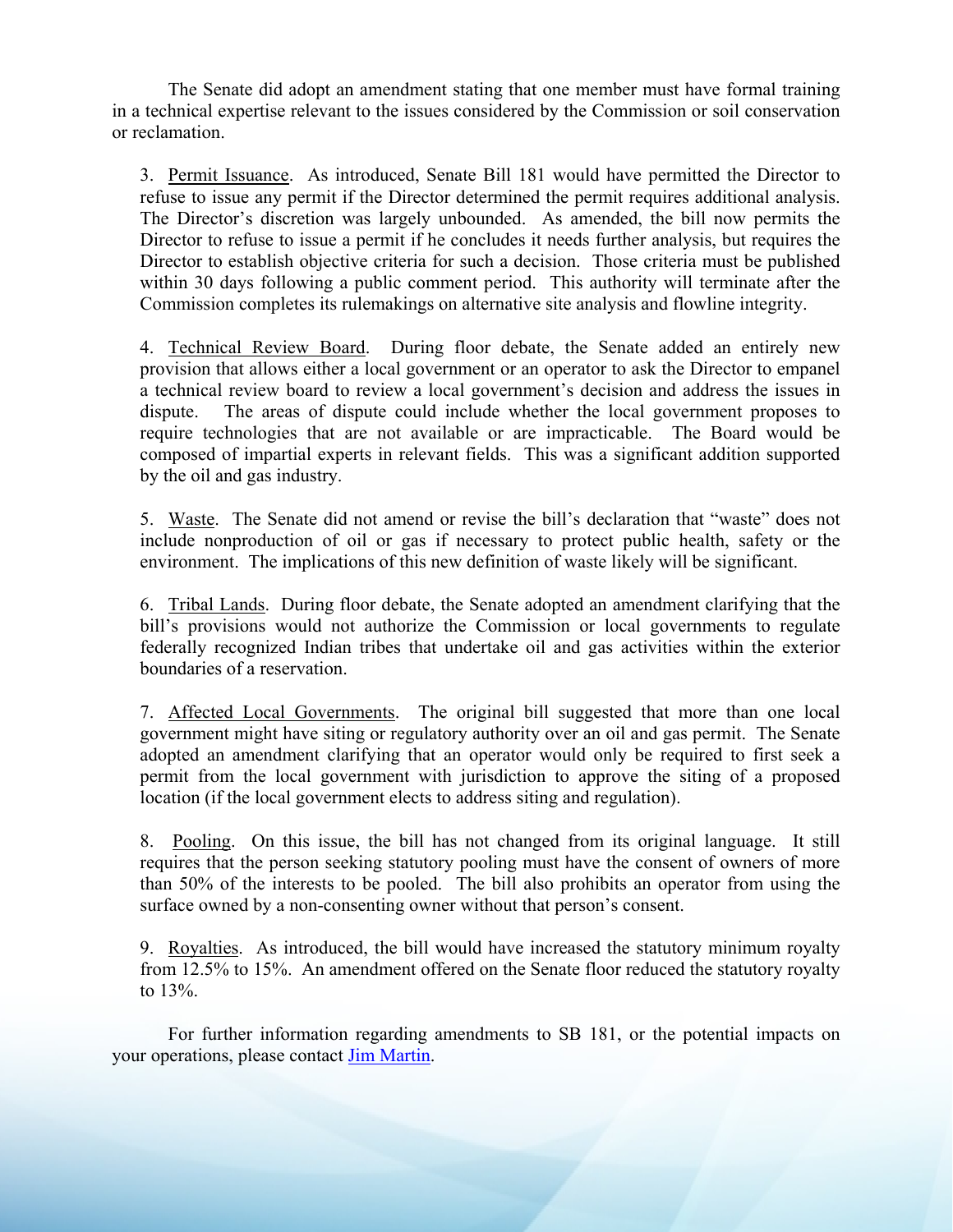The Senate did adopt an amendment stating that one member must have formal training in a technical expertise relevant to the issues considered by the Commission or soil conservation or reclamation.

3. Permit Issuance. As introduced, Senate Bill 181 would have permitted the Director to refuse to issue any permit if the Director determined the permit requires additional analysis. The Director's discretion was largely unbounded. As amended, the bill now permits the Director to refuse to issue a permit if he concludes it needs further analysis, but requires the Director to establish objective criteria for such a decision. Those criteria must be published within 30 days following a public comment period. This authority will terminate after the Commission completes its rulemakings on alternative site analysis and flowline integrity.

4. Technical Review Board. During floor debate, the Senate added an entirely new provision that allows either a local government or an operator to ask the Director to empanel a technical review board to review a local government's decision and address the issues in dispute. The areas of dispute could include whether the local government proposes to require technologies that are not available or are impracticable. The Board would be composed of impartial experts in relevant fields. This was a significant addition supported by the oil and gas industry.

5. Waste. The Senate did not amend or revise the bill's declaration that "waste" does not include nonproduction of oil or gas if necessary to protect public health, safety or the environment. The implications of this new definition of waste likely will be significant.

6. Tribal Lands. During floor debate, the Senate adopted an amendment clarifying that the bill's provisions would not authorize the Commission or local governments to regulate federally recognized Indian tribes that undertake oil and gas activities within the exterior boundaries of a reservation.

7. Affected Local Governments. The original bill suggested that more than one local government might have siting or regulatory authority over an oil and gas permit. The Senate adopted an amendment clarifying that an operator would only be required to first seek a permit from the local government with jurisdiction to approve the siting of a proposed location (if the local government elects to address siting and regulation).

8. Pooling. On this issue, the bill has not changed from its original language. It still requires that the person seeking statutory pooling must have the consent of owners of more than 50% of the interests to be pooled. The bill also prohibits an operator from using the surface owned by a non-consenting owner without that person's consent.

9. Royalties. As introduced, the bill would have increased the statutory minimum royalty from 12.5% to 15%. An amendment offered on the Senate floor reduced the statutory royalty to 13%.

For further information regarding amendments to SB 181, or the potential impacts on your operations, please contact Jim Martin.